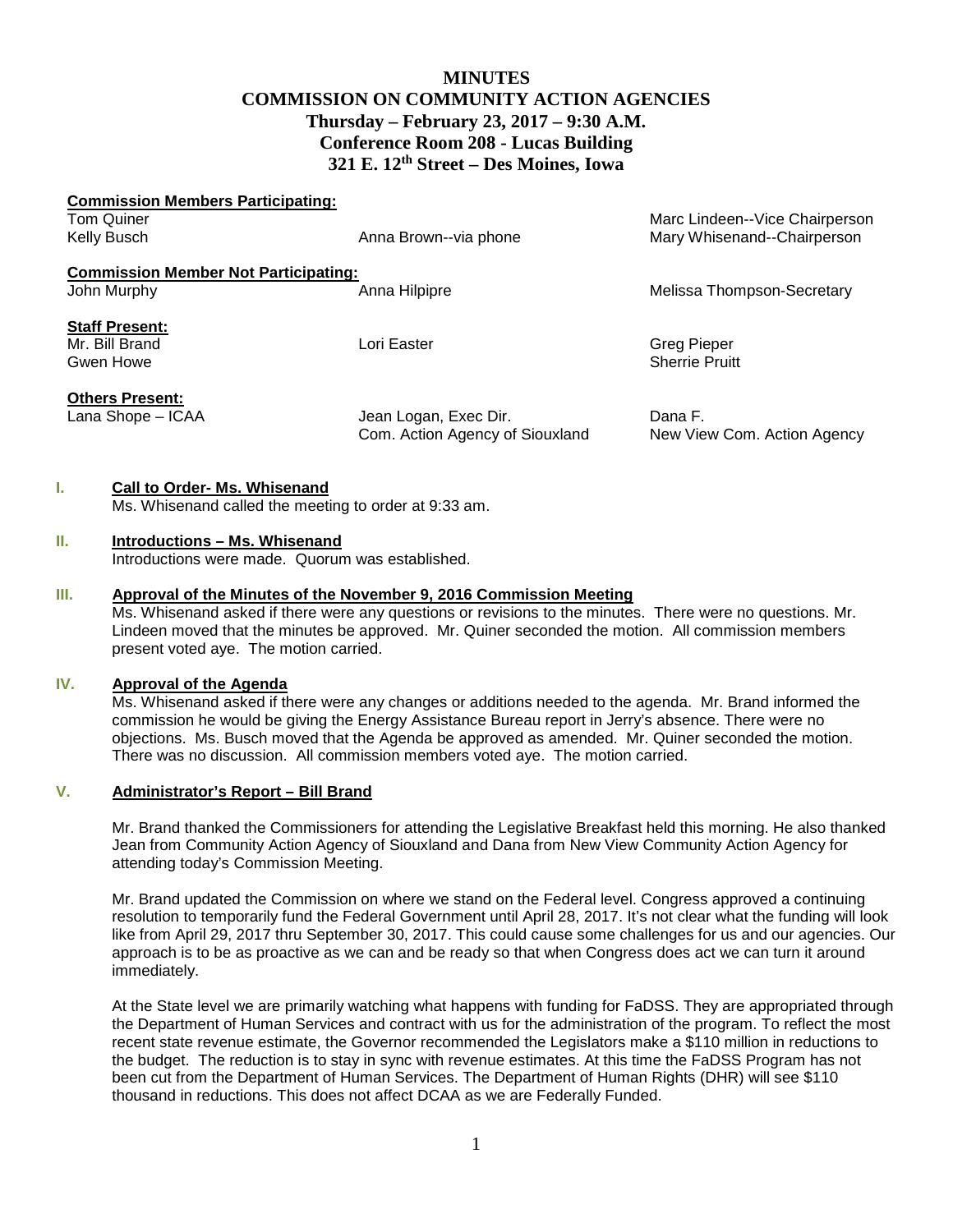# MINUTES
## COMMISSION ON COMMUNITY ACTION AGENCIES
### Thursday – February 23, 2017 – 9:30 A.M.
### Conference Room 208 - Lucas Building
### 321 E. 12th Street – Des Moines, Iowa

**Commission Members Participating:**

| | | |
|---|---|---|
| Tom Quiner | | Marc Lindeen--Vice Chairperson |
| Kelly Busch | Anna Brown--via phone | Mary Whisenand--Chairperson |

**Commission Member Not Participating:**

| | | |
|---|---|---|
| John Murphy | Anna Hilpipre | Melissa Thompson-Secretary |

**Staff Present:**

| | | |
|---|---|---|
| Mr. Bill Brand | Lori Easter | Greg Pieper |
| Gwen Howe | | Sherrie Pruitt |

**Others Present:**

| | | |
|---|---|---|
| Lana Shope – ICAA | Jean Logan, Exec Dir. Com. Action Agency of Siouxland | Dana F. New View Com. Action Agency |

**I. Call to Order- Ms. Whisenand**

Ms. Whisenand called the meeting to order at 9:33 am.

**II. Introductions – Ms. Whisenand**

Introductions were made. Quorum was established.

**III. Approval of the Minutes of the November 9, 2016 Commission Meeting**

Ms. Whisenand asked if there were any questions or revisions to the minutes. There were no questions. Mr. Lindeen moved that the minutes be approved. Mr. Quiner seconded the motion. All commission members present voted aye. The motion carried.

**IV. Approval of the Agenda**

Ms. Whisenand asked if there were any changes or additions needed to the agenda. Mr. Brand informed the commission he would be giving the Energy Assistance Bureau report in Jerry's absence. There were no objections. Ms. Busch moved that the Agenda be approved as amended. Mr. Quiner seconded the motion. There was no discussion. All commission members voted aye. The motion carried.

**V. Administrator's Report – Bill Brand**

Mr. Brand thanked the Commissioners for attending the Legislative Breakfast held this morning. He also thanked Jean from Community Action Agency of Siouxland and Dana from New View Community Action Agency for attending today's Commission Meeting.

Mr. Brand updated the Commission on where we stand on the Federal level. Congress approved a continuing resolution to temporarily fund the Federal Government until April 28, 2017. It's not clear what the funding will look like from April 29, 2017 thru September 30, 2017. This could cause some challenges for us and our agencies. Our approach is to be as proactive as we can and be ready so that when Congress does act we can turn it around immediately.

At the State level we are primarily watching what happens with funding for FaDSS. They are appropriated through the Department of Human Services and contract with us for the administration of the program. To reflect the most recent state revenue estimate, the Governor recommended the Legislators make a $110 million in reductions to the budget. The reduction is to stay in sync with revenue estimates. At this time the FaDSS Program has not been cut from the Department of Human Services. The Department of Human Rights (DHR) will see $110 thousand in reductions. This does not affect DCAA as we are Federally Funded.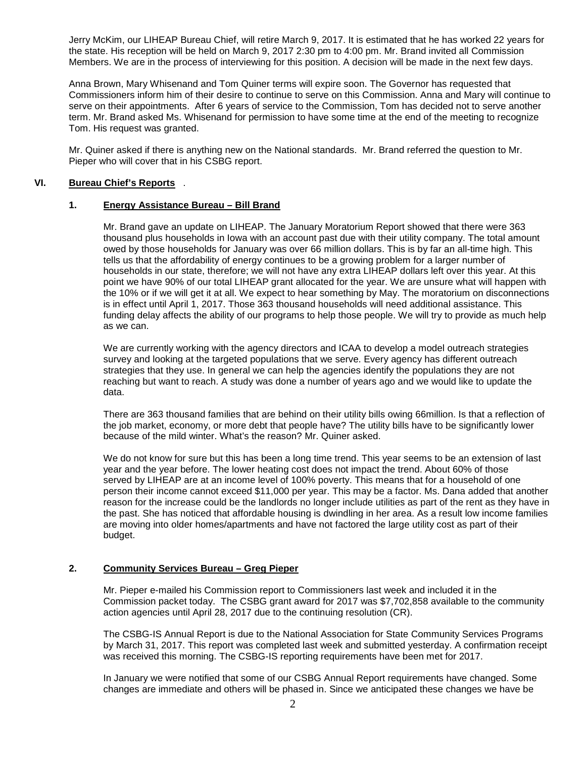Jerry McKim, our LIHEAP Bureau Chief, will retire March 9, 2017. It is estimated that he has worked 22 years for the state. His reception will be held on March 9, 2017 2:30 pm to 4:00 pm. Mr. Brand invited all Commission Members. We are in the process of interviewing for this position. A decision will be made in the next few days.

Anna Brown, Mary Whisenand and Tom Quiner terms will expire soon. The Governor has requested that Commissioners inform him of their desire to continue to serve on this Commission. Anna and Mary will continue to serve on their appointments. After 6 years of service to the Commission, Tom has decided not to serve another term. Mr. Brand asked Ms. Whisenand for permission to have some time at the end of the meeting to recognize Tom. His request was granted.

Mr. Quiner asked if there is anything new on the National standards. Mr. Brand referred the question to Mr. Pieper who will cover that in his CSBG report.

## VI. Bureau Chief's Reports .

### 1. Energy Assistance Bureau – Bill Brand

Mr. Brand gave an update on LIHEAP. The January Moratorium Report showed that there were 363 thousand plus households in Iowa with an account past due with their utility company. The total amount owed by those households for January was over 66 million dollars. This is by far an all-time high. This tells us that the affordability of energy continues to be a growing problem for a larger number of households in our state, therefore; we will not have any extra LIHEAP dollars left over this year. At this point we have 90% of our total LIHEAP grant allocated for the year. We are unsure what will happen with the 10% or if we will get it at all. We expect to hear something by May. The moratorium on disconnections is in effect until April 1, 2017. Those 363 thousand households will need additional assistance. This funding delay affects the ability of our programs to help those people. We will try to provide as much help as we can.

We are currently working with the agency directors and ICAA to develop a model outreach strategies survey and looking at the targeted populations that we serve. Every agency has different outreach strategies that they use. In general we can help the agencies identify the populations they are not reaching but want to reach. A study was done a number of years ago and we would like to update the data.

There are 363 thousand families that are behind on their utility bills owing 66million. Is that a reflection of the job market, economy, or more debt that people have? The utility bills have to be significantly lower because of the mild winter. What's the reason? Mr. Quiner asked.

We do not know for sure but this has been a long time trend. This year seems to be an extension of last year and the year before. The lower heating cost does not impact the trend. About 60% of those served by LIHEAP are at an income level of 100% poverty. This means that for a household of one person their income cannot exceed $11,000 per year. This may be a factor. Ms. Dana added that another reason for the increase could be the landlords no longer include utilities as part of the rent as they have in the past. She has noticed that affordable housing is dwindling in her area. As a result low income families are moving into older homes/apartments and have not factored the large utility cost as part of their budget.

### 2. Community Services Bureau – Greg Pieper

Mr. Pieper e-mailed his Commission report to Commissioners last week and included it in the Commission packet today. The CSBG grant award for 2017 was $7,702,858 available to the community action agencies until April 28, 2017 due to the continuing resolution (CR).

The CSBG-IS Annual Report is due to the National Association for State Community Services Programs by March 31, 2017. This report was completed last week and submitted yesterday. A confirmation receipt was received this morning. The CSBG-IS reporting requirements have been met for 2017.

In January we were notified that some of our CSBG Annual Report requirements have changed. Some changes are immediate and others will be phased in. Since we anticipated these changes we have be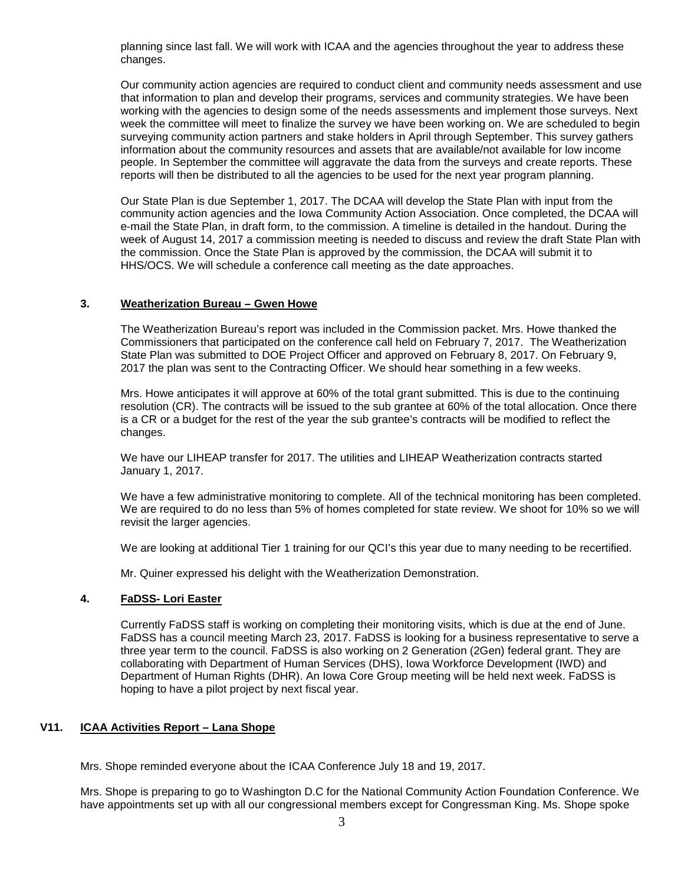planning since last fall. We will work with ICAA and the agencies throughout the year to address these changes.

Our community action agencies are required to conduct client and community needs assessment and use that information to plan and develop their programs, services and community strategies. We have been working with the agencies to design some of the needs assessments and implement those surveys. Next week the committee will meet to finalize the survey we have been working on. We are scheduled to begin surveying community action partners and stake holders in April through September. This survey gathers information about the community resources and assets that are available/not available for low income people. In September the committee will aggravate the data from the surveys and create reports. These reports will then be distributed to all the agencies to be used for the next year program planning.

Our State Plan is due September 1, 2017. The DCAA will develop the State Plan with input from the community action agencies and the Iowa Community Action Association. Once completed, the DCAA will e-mail the State Plan, in draft form, to the commission. A timeline is detailed in the handout. During the week of August 14, 2017 a commission meeting is needed to discuss and review the draft State Plan with the commission. Once the State Plan is approved by the commission, the DCAA will submit it to HHS/OCS. We will schedule a conference call meeting as the date approaches.

### 3. <u>Weatherization Bureau – Gwen Howe</u>

The Weatherization Bureau's report was included in the Commission packet. Mrs. Howe thanked the Commissioners that participated on the conference call held on February 7, 2017. The Weatherization State Plan was submitted to DOE Project Officer and approved on February 8, 2017. On February 9, 2017 the plan was sent to the Contracting Officer. We should hear something in a few weeks.

Mrs. Howe anticipates it will approve at 60% of the total grant submitted. This is due to the continuing resolution (CR). The contracts will be issued to the sub grantee at 60% of the total allocation. Once there is a CR or a budget for the rest of the year the sub grantee's contracts will be modified to reflect the changes.

We have our LIHEAP transfer for 2017. The utilities and LIHEAP Weatherization contracts started January 1, 2017.

We have a few administrative monitoring to complete. All of the technical monitoring has been completed. We are required to do no less than 5% of homes completed for state review. We shoot for 10% so we will revisit the larger agencies.

We are looking at additional Tier 1 training for our QCI's this year due to many needing to be recertified.

Mr. Quiner expressed his delight with the Weatherization Demonstration.

### 4. <u>FaDSS- Lori Easter</u>

Currently FaDSS staff is working on completing their monitoring visits, which is due at the end of June. FaDSS has a council meeting March 23, 2017. FaDSS is looking for a business representative to serve a three year term to the council. FaDSS is also working on 2 Generation (2Gen) federal grant. They are collaborating with Department of Human Services (DHS), Iowa Workforce Development (IWD) and Department of Human Rights (DHR). An Iowa Core Group meeting will be held next week. FaDSS is hoping to have a pilot project by next fiscal year.

## V11. <u>ICAA Activities Report – Lana Shope</u>

Mrs. Shope reminded everyone about the ICAA Conference July 18 and 19, 2017.

Mrs. Shope is preparing to go to Washington D.C for the National Community Action Foundation Conference. We have appointments set up with all our congressional members except for Congressman King. Ms. Shope spoke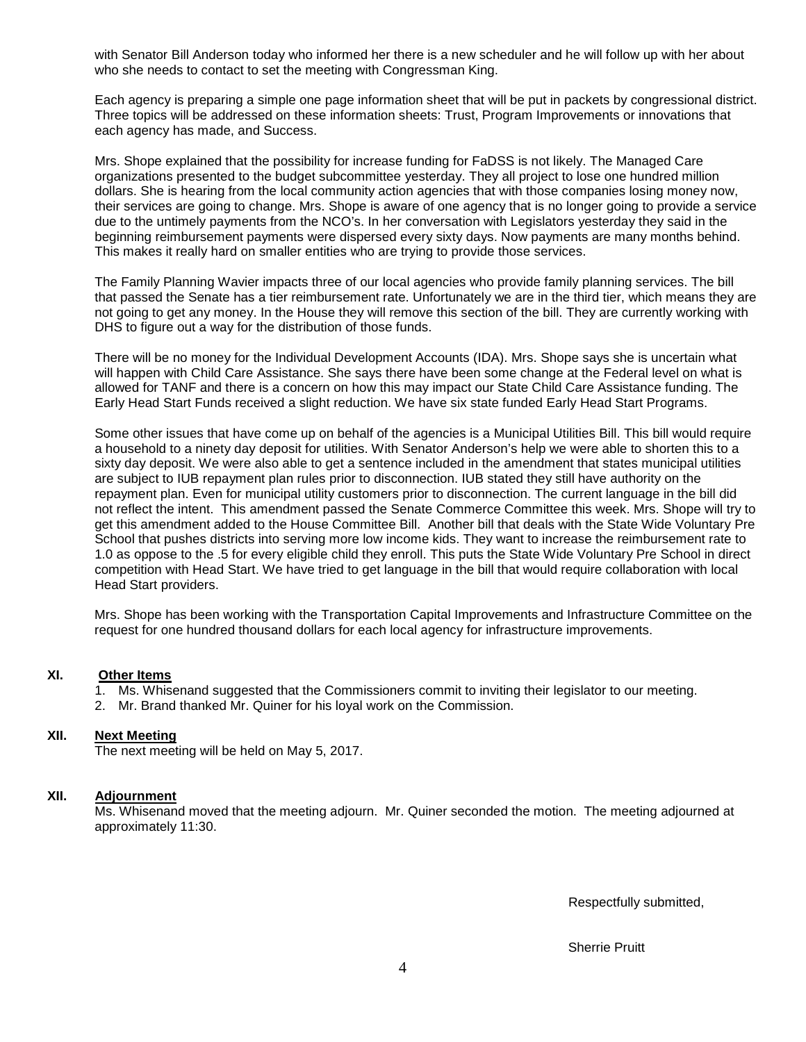with Senator Bill Anderson today who informed her there is a new scheduler and he will follow up with her about who she needs to contact to set the meeting with Congressman King.

Each agency is preparing a simple one page information sheet that will be put in packets by congressional district. Three topics will be addressed on these information sheets: Trust, Program Improvements or innovations that each agency has made, and Success.

Mrs. Shope explained that the possibility for increase funding for FaDSS is not likely. The Managed Care organizations presented to the budget subcommittee yesterday. They all project to lose one hundred million dollars. She is hearing from the local community action agencies that with those companies losing money now, their services are going to change. Mrs. Shope is aware of one agency that is no longer going to provide a service due to the untimely payments from the NCO's. In her conversation with Legislators yesterday they said in the beginning reimbursement payments were dispersed every sixty days. Now payments are many months behind. This makes it really hard on smaller entities who are trying to provide those services.

The Family Planning Wavier impacts three of our local agencies who provide family planning services. The bill that passed the Senate has a tier reimbursement rate. Unfortunately we are in the third tier, which means they are not going to get any money. In the House they will remove this section of the bill. They are currently working with DHS to figure out a way for the distribution of those funds.

There will be no money for the Individual Development Accounts (IDA). Mrs. Shope says she is uncertain what will happen with Child Care Assistance. She says there have been some change at the Federal level on what is allowed for TANF and there is a concern on how this may impact our State Child Care Assistance funding. The Early Head Start Funds received a slight reduction. We have six state funded Early Head Start Programs.

Some other issues that have come up on behalf of the agencies is a Municipal Utilities Bill. This bill would require a household to a ninety day deposit for utilities. With Senator Anderson's help we were able to shorten this to a sixty day deposit. We were also able to get a sentence included in the amendment that states municipal utilities are subject to IUB repayment plan rules prior to disconnection. IUB stated they still have authority on the repayment plan. Even for municipal utility customers prior to disconnection. The current language in the bill did not reflect the intent. This amendment passed the Senate Commerce Committee this week. Mrs. Shope will try to get this amendment added to the House Committee Bill. Another bill that deals with the State Wide Voluntary Pre School that pushes districts into serving more low income kids. They want to increase the reimbursement rate to 1.0 as oppose to the .5 for every eligible child they enroll. This puts the State Wide Voluntary Pre School in direct competition with Head Start. We have tried to get language in the bill that would require collaboration with local Head Start providers.

Mrs. Shope has been working with the Transportation Capital Improvements and Infrastructure Committee on the request for one hundred thousand dollars for each local agency for infrastructure improvements.

## XI. Other Items

1. Ms. Whisenand suggested that the Commissioners commit to inviting their legislator to our meeting.
2. Mr. Brand thanked Mr. Quiner for his loyal work on the Commission.

## XII. Next Meeting

The next meeting will be held on May 5, 2017.

## XII. Adjournment

Ms. Whisenand moved that the meeting adjourn. Mr. Quiner seconded the motion. The meeting adjourned at approximately 11:30.

Respectfully submitted,

Sherrie Pruitt